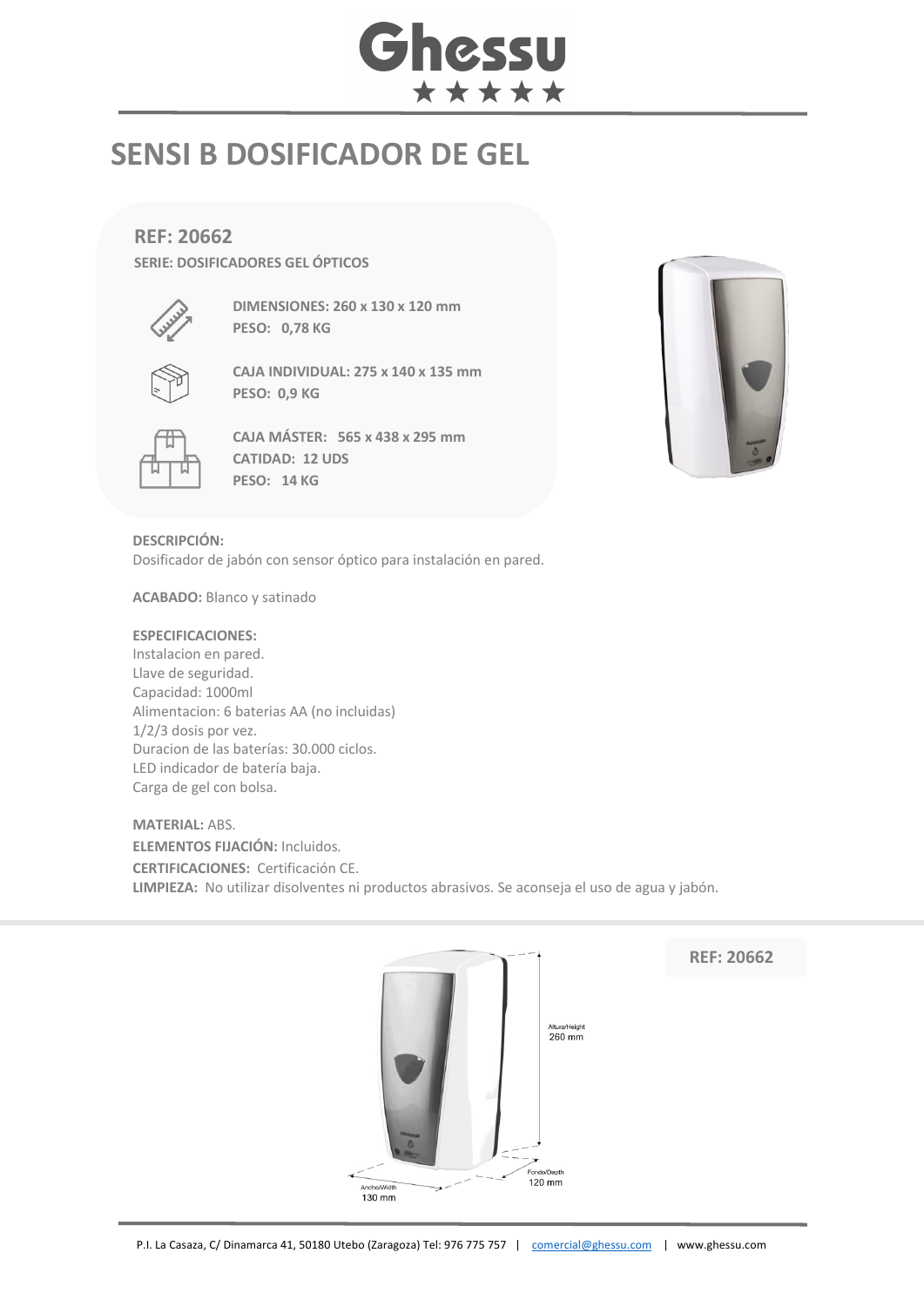Ghessu

# SENSI B DOSIFICADOR DE GEL

## REF: 20662

**SERIE: DOSIFICADORES GEL ÓPTICOS**

**DIMENSIONES: 260 x 130 x 120 mm**
**PESO: 0,78 KG**

**CAJA INDIVIDUAL: 275 x 140 x 135 mm**
**PESO: 0,9 KG**

**CAJA MÁSTER: 565 x 438 x 295 mm**
**CATIDAD: 12 UDS**
**PESO: 14 KG**

**DESCRIPCIÓN:**
Dosificador de jabón con sensor óptico para instalación en pared.

**ACABADO:** Blanco y satinado

**ESPECIFICACIONES:**
Instalacion en pared.
Llave de seguridad.
Capacidad: 1000ml
Alimentacion: 6 baterias AA (no incluidas)
1/2/3 dosis por vez.
Duracion de las baterías: 30.000 ciclos.
LED indicador de batería baja.
Carga de gel con bolsa.

**MATERIAL:** ABS.
**ELEMENTOS FIJACIÓN:** Incluidos.
**CERTIFICACIONES:** Certificación CE.
**LIMPIEZA:** No utilizar disolventes ni productos abrasivos. Se aconseja el uso de agua y jabón.

Altura/Height 260 mm
Fondo/Depth 120 mm
Ancho/Width 130 mm

**REF: 20662**

P.I. La Casaza, C/ Dinamarca 41, 50180 Utebo (Zaragoza) Tel: 976 775 757 | comercial@ghessu.com | www.ghessu.com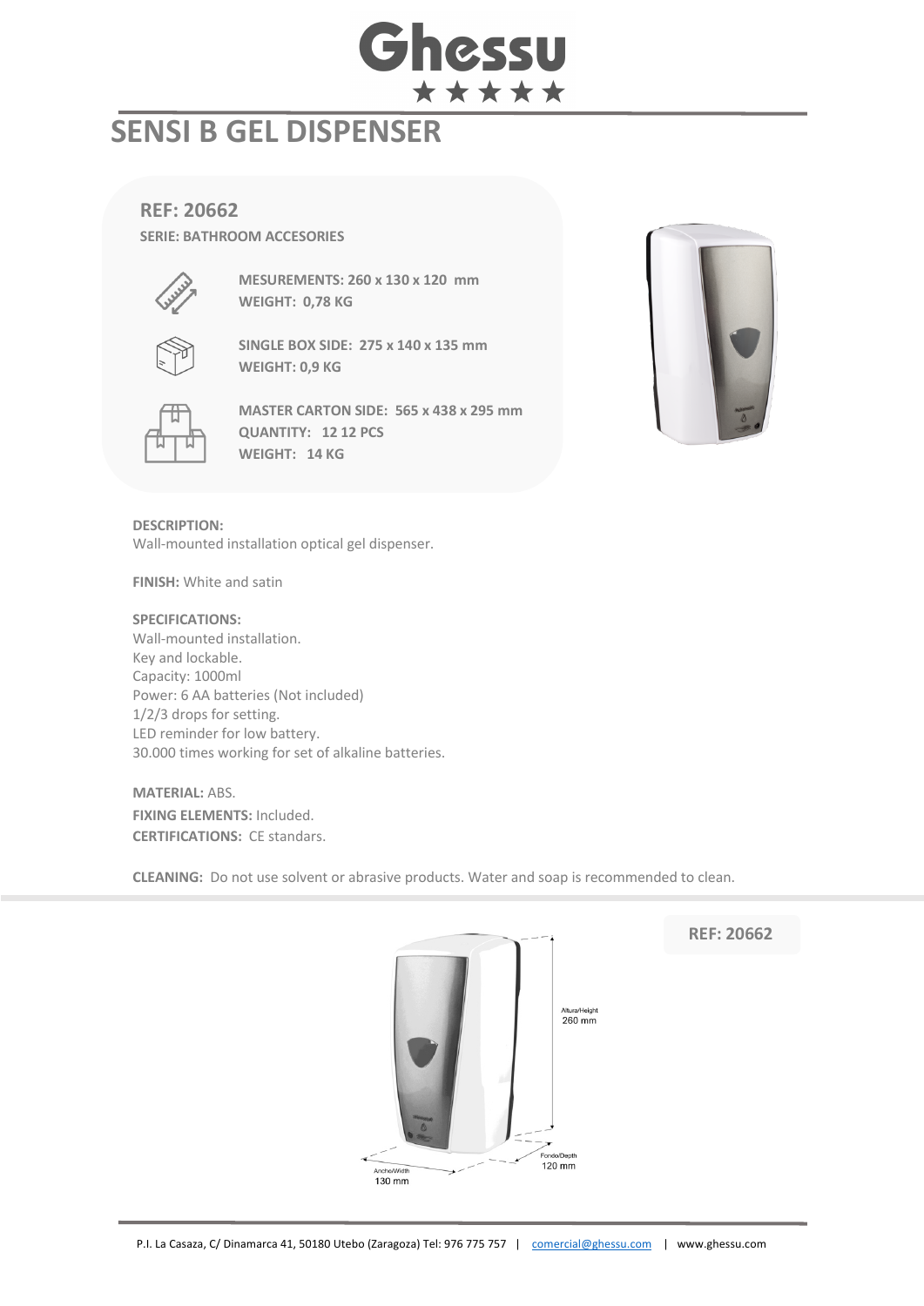# SENSI B GEL DISPENSER

**REF: 20662**

**SERIE: BATHROOM ACCESORIES**

**MESUREMENTS: 260 x 130 x 120 mm**
**WEIGHT: 0,78 KG**

**SINGLE BOX SIDE: 275 x 140 x 135 mm**
**WEIGHT: 0,9 KG**

**MASTER CARTON SIDE: 565 x 438 x 295 mm**
**QUANTITY: 12 12 PCS**
**WEIGHT: 14 KG**

**DESCRIPTION:**
Wall-mounted installation optical gel dispenser.

**FINISH:** White and satin

**SPECIFICATIONS:**
Wall-mounted installation.
Key and lockable.
Capacity: 1000ml
Power: 6 AA batteries (Not included)
1/2/3 drops for setting.
LED reminder for low battery.
30.000 times working for set of alkaline batteries.

**MATERIAL:** ABS.
**FIXING ELEMENTS:** Included.
**CERTIFICATIONS:** CE standars.

**CLEANING:** Do not use solvent or abrasive products. Water and soap is recommended to clean.

**REF: 20662**

Altura/Height
260 mm

Fondo/Depth
120 mm

Ancho/Width
130 mm

P.I. La Casaza, C/ Dinamarca 41, 50180 Utebo (Zaragoza) Tel: 976 775 757 | comercial@ghessu.com | www.ghessu.com